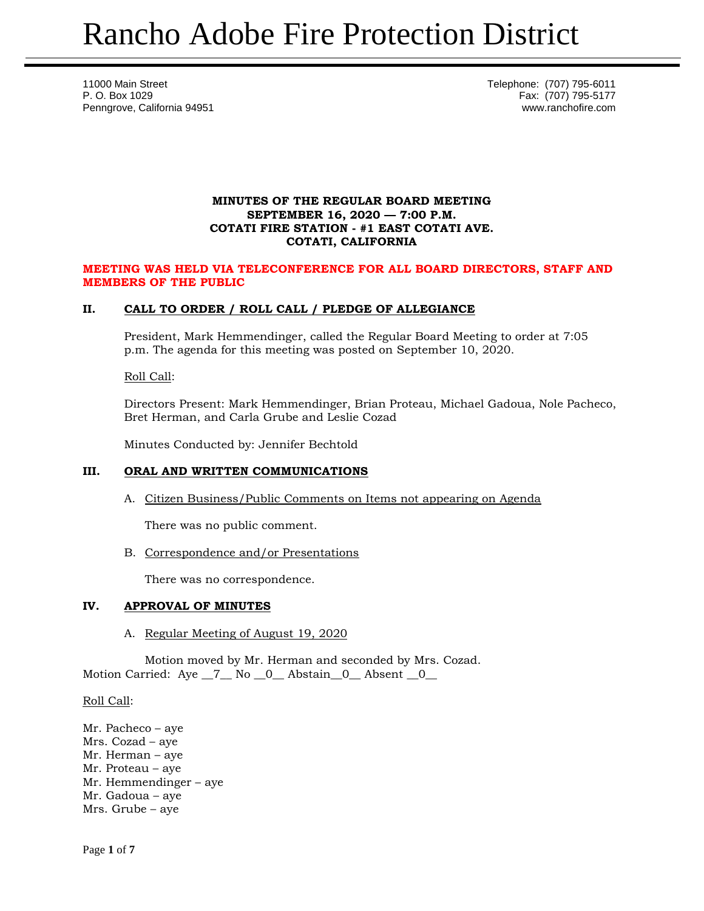# Rancho Adobe Fire Protection District

11000 Main Street
P. O. Box 1029
Penngrove, California 94951

Telephone: (707) 795-6011
Fax: (707) 795-5177
www.ranchofire.com

**MINUTES OF THE REGULAR BOARD MEETING**
**SEPTEMBER 16, 2020 — 7:00 P.M.**
**COTATI FIRE STATION - #1 EAST COTATI AVE.**
**COTATI, CALIFORNIA**

**MEETING WAS HELD VIA TELECONFERENCE FOR ALL BOARD DIRECTORS, STAFF AND MEMBERS OF THE PUBLIC**

## II. CALL TO ORDER / ROLL CALL / PLEDGE OF ALLEGIANCE

President, Mark Hemmendinger, called the Regular Board Meeting to order at 7:05 p.m. The agenda for this meeting was posted on September 10, 2020.

Roll Call:

Directors Present: Mark Hemmendinger, Brian Proteau, Michael Gadoua, Nole Pacheco, Bret Herman, and Carla Grube and Leslie Cozad

Minutes Conducted by: Jennifer Bechtold

## III. ORAL AND WRITTEN COMMUNICATIONS

A. Citizen Business/Public Comments on Items not appearing on Agenda

There was no public comment.

B. Correspondence and/or Presentations

There was no correspondence.

## IV. APPROVAL OF MINUTES

A. Regular Meeting of August 19, 2020

Motion moved by Mr. Herman and seconded by Mrs. Cozad.
Motion Carried: Aye __7__ No __0__ Abstain__0__ Absent __0__

Roll Call:

Mr. Pacheco – aye
Mrs. Cozad – aye
Mr. Herman – aye
Mr. Proteau – aye
Mr. Hemmendinger – aye
Mr. Gadoua – aye
Mrs. Grube – aye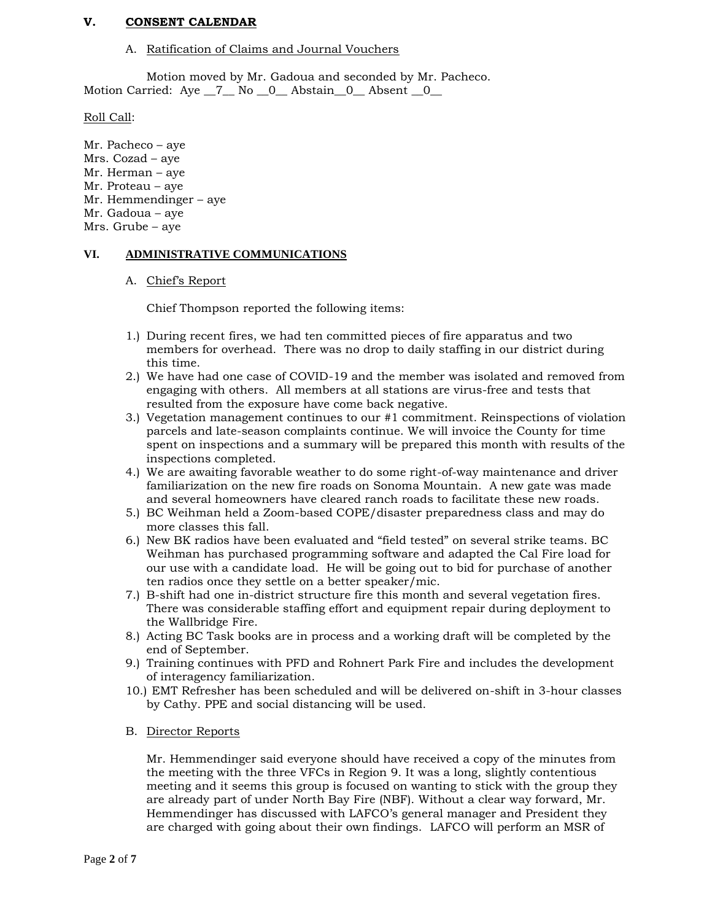## V. CONSENT CALENDAR

A. Ratification of Claims and Journal Vouchers

Motion moved by Mr. Gadoua and seconded by Mr. Pacheco.
Motion Carried: Aye __7__ No __0__ Abstain__0__ Absent __0__

Roll Call:

Mr. Pacheco – aye
Mrs. Cozad – aye
Mr. Herman – aye
Mr. Proteau – aye
Mr. Hemmendinger – aye
Mr. Gadoua – aye
Mrs. Grube – aye

## VI. ADMINISTRATIVE COMMUNICATIONS

A. Chief's Report

Chief Thompson reported the following items:

1.) During recent fires, we had ten committed pieces of fire apparatus and two members for overhead. There was no drop to daily staffing in our district during this time.
2.) We have had one case of COVID-19 and the member was isolated and removed from engaging with others. All members at all stations are virus-free and tests that resulted from the exposure have come back negative.
3.) Vegetation management continues to our #1 commitment. Reinspections of violation parcels and late-season complaints continue. We will invoice the County for time spent on inspections and a summary will be prepared this month with results of the inspections completed.
4.) We are awaiting favorable weather to do some right-of-way maintenance and driver familiarization on the new fire roads on Sonoma Mountain. A new gate was made and several homeowners have cleared ranch roads to facilitate these new roads.
5.) BC Weihman held a Zoom-based COPE/disaster preparedness class and may do more classes this fall.
6.) New BK radios have been evaluated and "field tested" on several strike teams. BC Weihman has purchased programming software and adapted the Cal Fire load for our use with a candidate load. He will be going out to bid for purchase of another ten radios once they settle on a better speaker/mic.
7.) B-shift had one in-district structure fire this month and several vegetation fires. There was considerable staffing effort and equipment repair during deployment to the Wallbridge Fire.
8.) Acting BC Task books are in process and a working draft will be completed by the end of September.
9.) Training continues with PFD and Rohnert Park Fire and includes the development of interagency familiarization.
10.) EMT Refresher has been scheduled and will be delivered on-shift in 3-hour classes by Cathy. PPE and social distancing will be used.

B. Director Reports

Mr. Hemmendinger said everyone should have received a copy of the minutes from the meeting with the three VFCs in Region 9. It was a long, slightly contentious meeting and it seems this group is focused on wanting to stick with the group they are already part of under North Bay Fire (NBF). Without a clear way forward, Mr. Hemmendinger has discussed with LAFCO's general manager and President they are charged with going about their own findings. LAFCO will perform an MSR of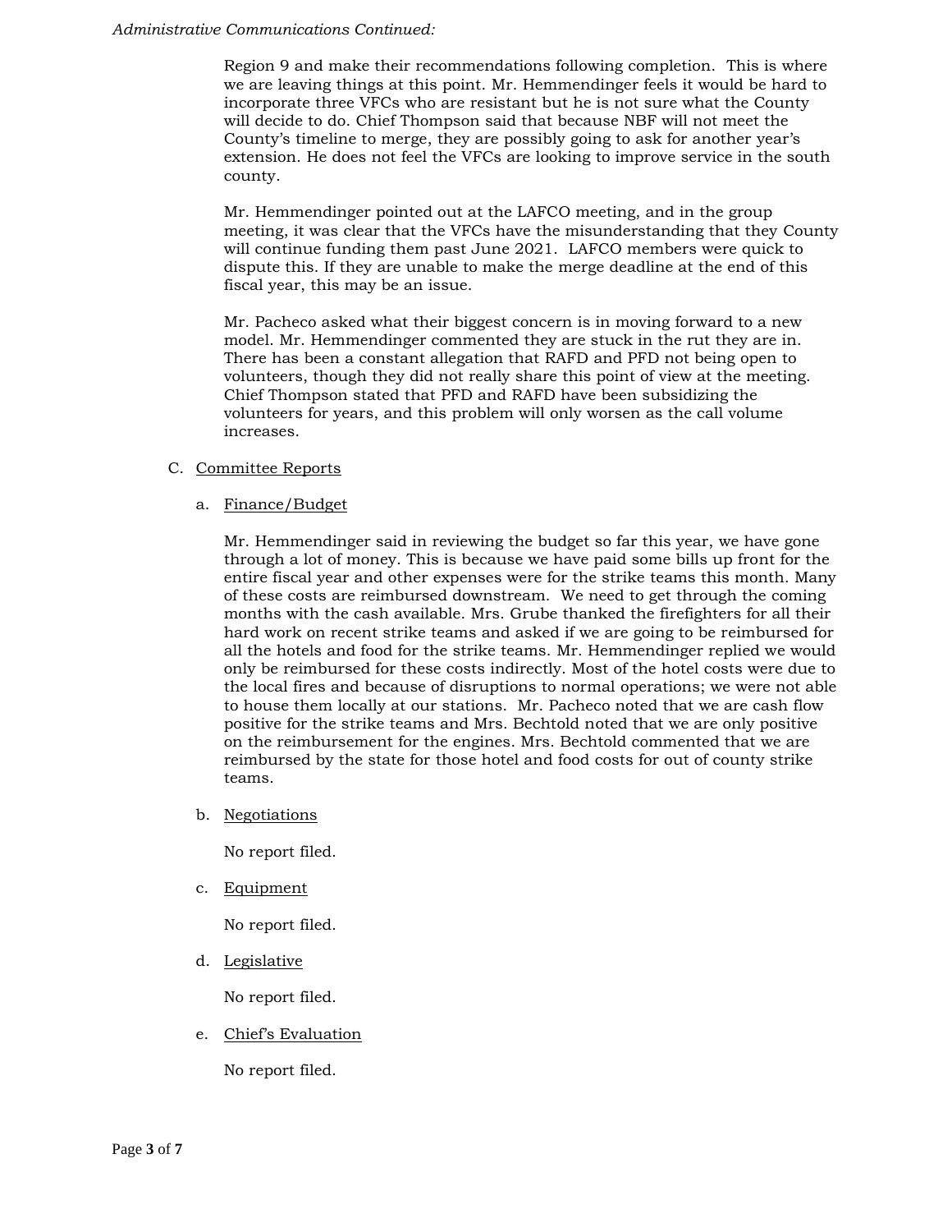*Administrative Communications Continued:*

Region 9 and make their recommendations following completion. This is where we are leaving things at this point. Mr. Hemmendinger feels it would be hard to incorporate three VFCs who are resistant but he is not sure what the County will decide to do. Chief Thompson said that because NBF will not meet the County's timeline to merge, they are possibly going to ask for another year's extension. He does not feel the VFCs are looking to improve service in the south county.

Mr. Hemmendinger pointed out at the LAFCO meeting, and in the group meeting, it was clear that the VFCs have the misunderstanding that they County will continue funding them past June 2021. LAFCO members were quick to dispute this. If they are unable to make the merge deadline at the end of this fiscal year, this may be an issue.

Mr. Pacheco asked what their biggest concern is in moving forward to a new model. Mr. Hemmendinger commented they are stuck in the rut they are in. There has been a constant allegation that RAFD and PFD not being open to volunteers, though they did not really share this point of view at the meeting. Chief Thompson stated that PFD and RAFD have been subsidizing the volunteers for years, and this problem will only worsen as the call volume increases.

C. Committee Reports

a. Finance/Budget

Mr. Hemmendinger said in reviewing the budget so far this year, we have gone through a lot of money. This is because we have paid some bills up front for the entire fiscal year and other expenses were for the strike teams this month. Many of these costs are reimbursed downstream. We need to get through the coming months with the cash available. Mrs. Grube thanked the firefighters for all their hard work on recent strike teams and asked if we are going to be reimbursed for all the hotels and food for the strike teams. Mr. Hemmendinger replied we would only be reimbursed for these costs indirectly. Most of the hotel costs were due to the local fires and because of disruptions to normal operations; we were not able to house them locally at our stations. Mr. Pacheco noted that we are cash flow positive for the strike teams and Mrs. Bechtold noted that we are only positive on the reimbursement for the engines. Mrs. Bechtold commented that we are reimbursed by the state for those hotel and food costs for out of county strike teams.

b. Negotiations

No report filed.

c. Equipment

No report filed.

d. Legislative

No report filed.

e. Chief's Evaluation

No report filed.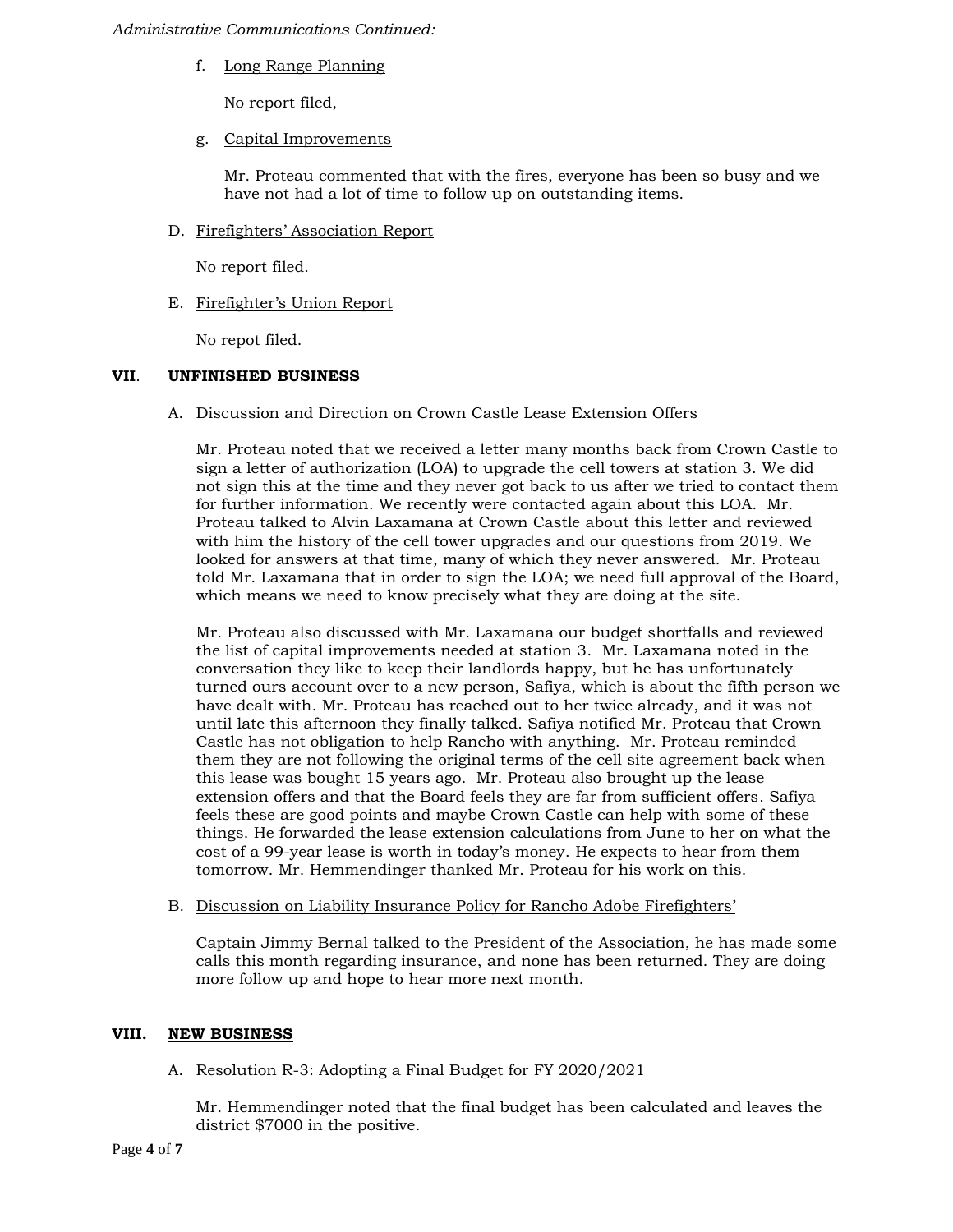*Administrative Communications Continued:*

f. Long Range Planning

No report filed,

g. Capital Improvements

Mr. Proteau commented that with the fires, everyone has been so busy and we have not had a lot of time to follow up on outstanding items.

D. Firefighters' Association Report

No report filed.

E. Firefighter's Union Report

No repot filed.

## VII. UNFINISHED BUSINESS

A. Discussion and Direction on Crown Castle Lease Extension Offers

Mr. Proteau noted that we received a letter many months back from Crown Castle to sign a letter of authorization (LOA) to upgrade the cell towers at station 3. We did not sign this at the time and they never got back to us after we tried to contact them for further information. We recently were contacted again about this LOA. Mr. Proteau talked to Alvin Laxamana at Crown Castle about this letter and reviewed with him the history of the cell tower upgrades and our questions from 2019. We looked for answers at that time, many of which they never answered. Mr. Proteau told Mr. Laxamana that in order to sign the LOA; we need full approval of the Board, which means we need to know precisely what they are doing at the site.

Mr. Proteau also discussed with Mr. Laxamana our budget shortfalls and reviewed the list of capital improvements needed at station 3. Mr. Laxamana noted in the conversation they like to keep their landlords happy, but he has unfortunately turned ours account over to a new person, Safiya, which is about the fifth person we have dealt with. Mr. Proteau has reached out to her twice already, and it was not until late this afternoon they finally talked. Safiya notified Mr. Proteau that Crown Castle has not obligation to help Rancho with anything. Mr. Proteau reminded them they are not following the original terms of the cell site agreement back when this lease was bought 15 years ago. Mr. Proteau also brought up the lease extension offers and that the Board feels they are far from sufficient offers. Safiya feels these are good points and maybe Crown Castle can help with some of these things. He forwarded the lease extension calculations from June to her on what the cost of a 99-year lease is worth in today's money. He expects to hear from them tomorrow. Mr. Hemmendinger thanked Mr. Proteau for his work on this.

B. Discussion on Liability Insurance Policy for Rancho Adobe Firefighters'

Captain Jimmy Bernal talked to the President of the Association, he has made some calls this month regarding insurance, and none has been returned. They are doing more follow up and hope to hear more next month.

## VIII. NEW BUSINESS

A. Resolution R-3: Adopting a Final Budget for FY 2020/2021

Mr. Hemmendinger noted that the final budget has been calculated and leaves the district $7000 in the positive.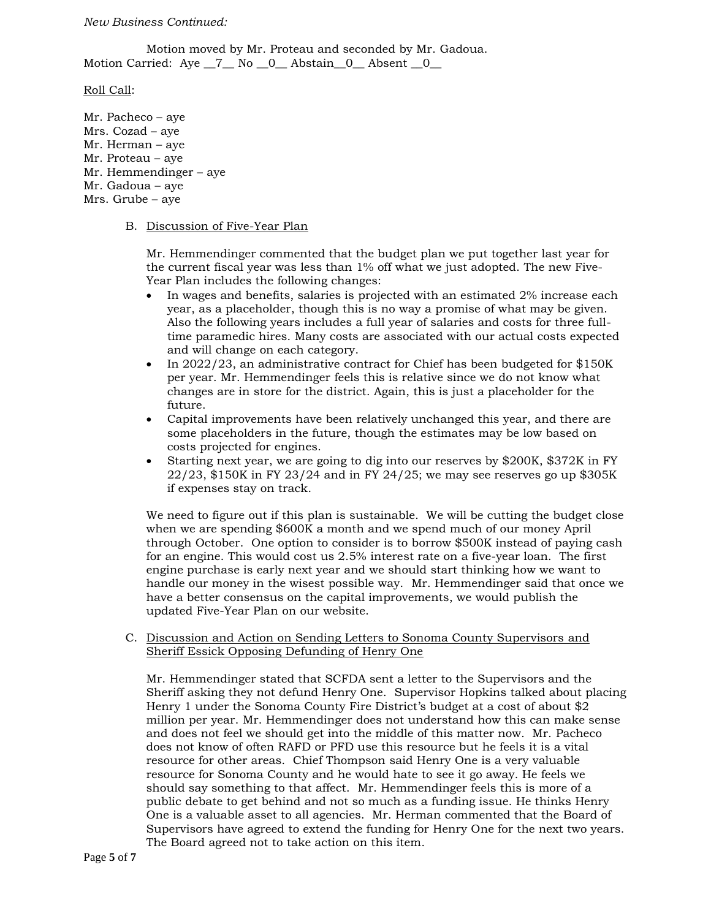*New Business Continued:*

Motion moved by Mr. Proteau and seconded by Mr. Gadoua.
Motion Carried: Aye __7__ No __0__ Abstain__0__ Absent __0__

Roll Call:

Mr. Pacheco – aye
Mrs. Cozad – aye
Mr. Herman – aye
Mr. Proteau – aye
Mr. Hemmendinger – aye
Mr. Gadoua – aye
Mrs. Grube – aye

B. Discussion of Five-Year Plan

Mr. Hemmendinger commented that the budget plan we put together last year for the current fiscal year was less than 1% off what we just adopted. The new Five-Year Plan includes the following changes:

- In wages and benefits, salaries is projected with an estimated 2% increase each year, as a placeholder, though this is no way a promise of what may be given. Also the following years includes a full year of salaries and costs for three full-time paramedic hires. Many costs are associated with our actual costs expected and will change on each category.
- In 2022/23, an administrative contract for Chief has been budgeted for $150K per year. Mr. Hemmendinger feels this is relative since we do not know what changes are in store for the district. Again, this is just a placeholder for the future.
- Capital improvements have been relatively unchanged this year, and there are some placeholders in the future, though the estimates may be low based on costs projected for engines.
- Starting next year, we are going to dig into our reserves by $200K, $372K in FY 22/23, $150K in FY 23/24 and in FY 24/25; we may see reserves go up $305K if expenses stay on track.

We need to figure out if this plan is sustainable. We will be cutting the budget close when we are spending $600K a month and we spend much of our money April through October. One option to consider is to borrow $500K instead of paying cash for an engine. This would cost us 2.5% interest rate on a five-year loan. The first engine purchase is early next year and we should start thinking how we want to handle our money in the wisest possible way. Mr. Hemmendinger said that once we have a better consensus on the capital improvements, we would publish the updated Five-Year Plan on our website.

C. Discussion and Action on Sending Letters to Sonoma County Supervisors and Sheriff Essick Opposing Defunding of Henry One

Mr. Hemmendinger stated that SCFDA sent a letter to the Supervisors and the Sheriff asking they not defund Henry One. Supervisor Hopkins talked about placing Henry 1 under the Sonoma County Fire District's budget at a cost of about $2 million per year. Mr. Hemmendinger does not understand how this can make sense and does not feel we should get into the middle of this matter now. Mr. Pacheco does not know of often RAFD or PFD use this resource but he feels it is a vital resource for other areas. Chief Thompson said Henry One is a very valuable resource for Sonoma County and he would hate to see it go away. He feels we should say something to that affect. Mr. Hemmendinger feels this is more of a public debate to get behind and not so much as a funding issue. He thinks Henry One is a valuable asset to all agencies. Mr. Herman commented that the Board of Supervisors have agreed to extend the funding for Henry One for the next two years. The Board agreed not to take action on this item.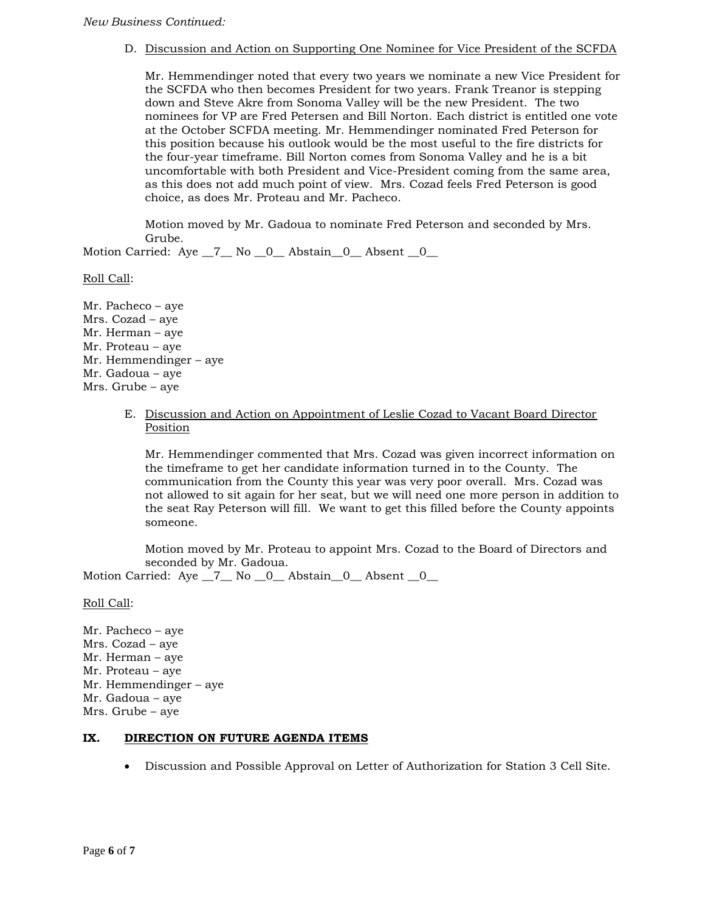*New Business Continued:*

D. <u>Discussion and Action on Supporting One Nominee for Vice President of the SCFDA</u>

Mr. Hemmendinger noted that every two years we nominate a new Vice President for the SCFDA who then becomes President for two years. Frank Treanor is stepping down and Steve Akre from Sonoma Valley will be the new President. The two nominees for VP are Fred Petersen and Bill Norton. Each district is entitled one vote at the October SCFDA meeting. Mr. Hemmendinger nominated Fred Peterson for this position because his outlook would be the most useful to the fire districts for the four-year timeframe. Bill Norton comes from Sonoma Valley and he is a bit uncomfortable with both President and Vice-President coming from the same area, as this does not add much point of view. Mrs. Cozad feels Fred Peterson is good choice, as does Mr. Proteau and Mr. Pacheco.

Motion moved by Mr. Gadoua to nominate Fred Peterson and seconded by Mrs. Grube.

Motion Carried: Aye __7__ No __0__ Abstain__0__ Absent __0__

<u>Roll Call</u>:

Mr. Pacheco – aye
Mrs. Cozad – aye
Mr. Herman – aye
Mr. Proteau – aye
Mr. Hemmendinger – aye
Mr. Gadoua – aye
Mrs. Grube – aye

E. <u>Discussion and Action on Appointment of Leslie Cozad to Vacant Board Director Position</u>

Mr. Hemmendinger commented that Mrs. Cozad was given incorrect information on the timeframe to get her candidate information turned in to the County. The communication from the County this year was very poor overall. Mrs. Cozad was not allowed to sit again for her seat, but we will need one more person in addition to the seat Ray Peterson will fill. We want to get this filled before the County appoints someone.

Motion moved by Mr. Proteau to appoint Mrs. Cozad to the Board of Directors and seconded by Mr. Gadoua.

Motion Carried: Aye __7__ No __0__ Abstain__0__ Absent __0__

<u>Roll Call</u>:

Mr. Pacheco – aye
Mrs. Cozad – aye
Mr. Herman – aye
Mr. Proteau – aye
Mr. Hemmendinger – aye
Mr. Gadoua – aye
Mrs. Grube – aye

## IX. DIRECTION ON FUTURE AGENDA ITEMS

- Discussion and Possible Approval on Letter of Authorization for Station 3 Cell Site.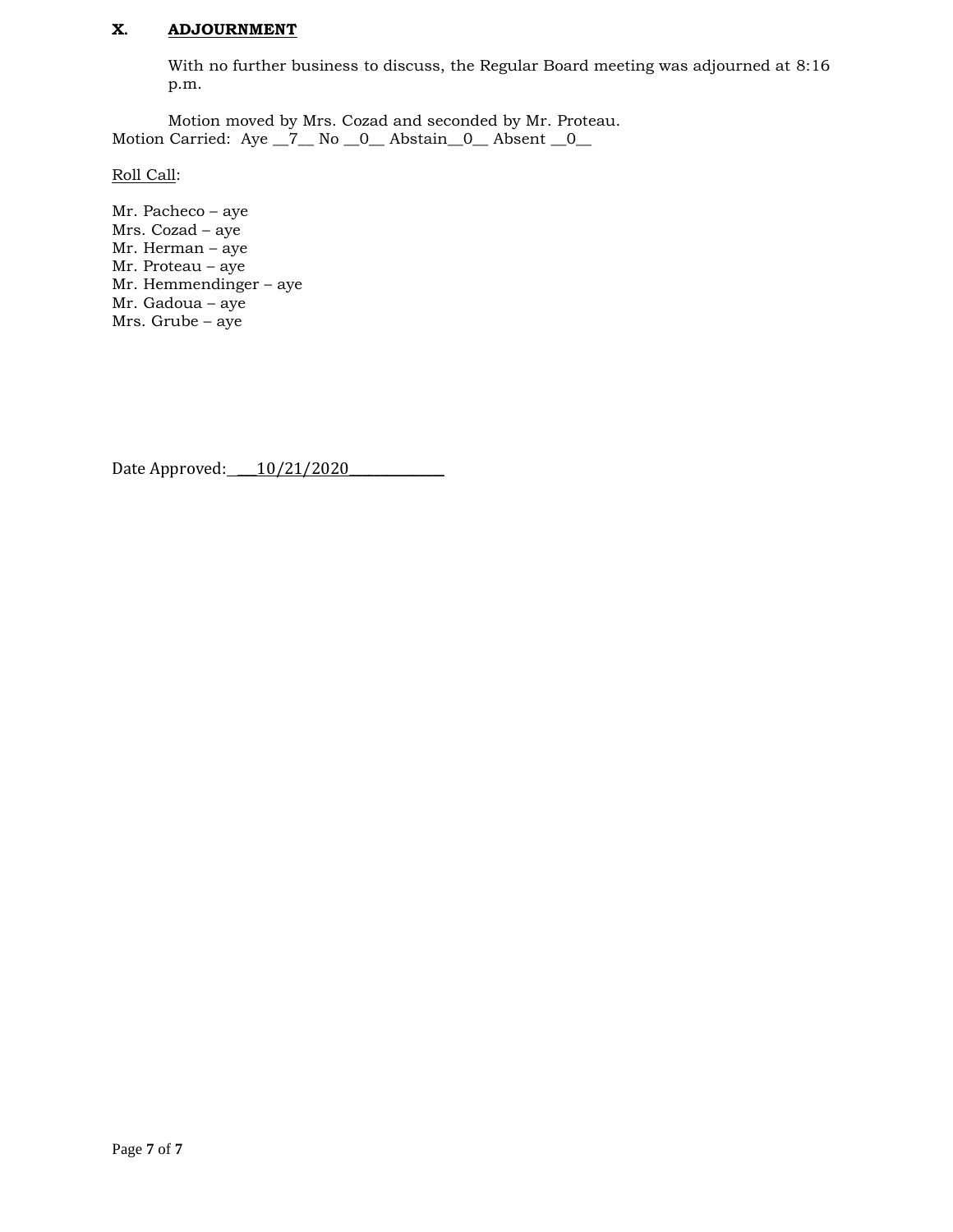## X. ADJOURNMENT

With no further business to discuss, the Regular Board meeting was adjourned at 8:16 p.m.

Motion moved by Mrs. Cozad and seconded by Mr. Proteau.
Motion Carried: Aye __7__ No __0__ Abstain__0__ Absent __0__

Roll Call:

Mr. Pacheco – aye
Mrs. Cozad – aye
Mr. Herman – aye
Mr. Proteau – aye
Mr. Hemmendinger – aye
Mr. Gadoua – aye
Mrs. Grube – aye

Date Approved: ___10/21/2020____________